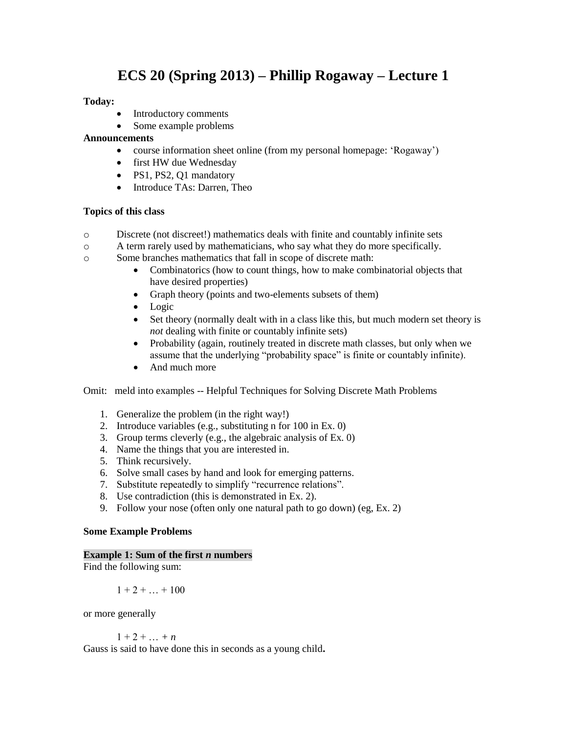# ECS 20 (Spring 2013) – Phillip Rogaway – Lecture 1

**Today:**

- Introductory comments
- Some example problems

**Announcements**

- course information sheet online (from my personal homepage: 'Rogaway')
- first HW due Wednesday
- PS1, PS2, Q1 mandatory
- Introduce TAs: Darren, Theo

**Topics of this class**

- Discrete (not discreet!) mathematics deals with finite and countably infinite sets
- A term rarely used by mathematicians, who say what they do more specifically.
- Some branches mathematics that fall in scope of discrete math:
  - Combinatorics (how to count things, how to make combinatorial objects that have desired properties)
  - Graph theory (points and two-elements subsets of them)
  - Logic
  - Set theory (normally dealt with in a class like this, but much modern set theory is *not* dealing with finite or countably infinite sets)
  - Probability (again, routinely treated in discrete math classes, but only when we assume that the underlying "probability space" is finite or countably infinite).
  - And much more

Omit: meld into examples -- Helpful Techniques for Solving Discrete Math Problems

1. Generalize the problem (in the right way!)
2. Introduce variables (e.g., substituting n for 100 in Ex. 0)
3. Group terms cleverly (e.g., the algebraic analysis of Ex. 0)
4. Name the things that you are interested in.
5. Think recursively.
6. Solve small cases by hand and look for emerging patterns.
7. Substitute repeatedly to simplify "recurrence relations".
8. Use contradiction (this is demonstrated in Ex. 2).
9. Follow your nose (often only one natural path to go down) (eg, Ex. 2)

**Some Example Problems**

**Example 1: Sum of the first *n* numbers**

Find the following sum:

$$1 + 2 + \ldots + 100$$

or more generally

$$1 + 2 + \ldots + n$$

Gauss is said to have done this in seconds as a young child**.**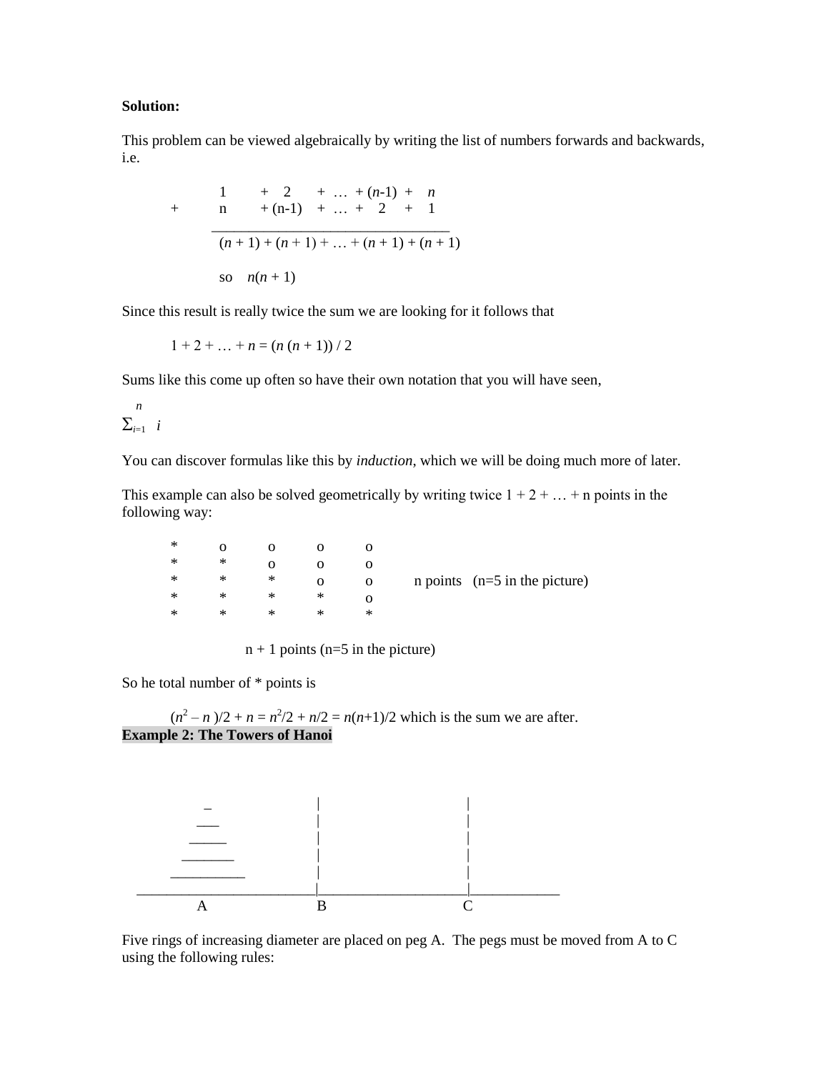**Solution:**

This problem can be viewed algebraically by writing the list of numbers forwards and backwards, i.e.

$$
\begin{array}{rccccccccc}
 & 1 & + & 2 & + & \dots & + & (n-1) & + & n \\
+ & n & + & (n-1) & + & \dots & + & 2 & + & 1 \\
\hline
 & \multicolumn{9}{l}{(n + 1) + (n + 1) + \dots + (n + 1) + (n + 1)}
\end{array}
$$

so $n(n + 1)$

Since this result is really twice the sum we are looking for it follows that

$$1 + 2 + \dots + n = (n\,(n + 1)) / 2$$

Sums like this come up often so have their own notation that you will have seen,

$$\sum_{i=1}^{n} i$$

You can discover formulas like this by *induction*, which we will be doing much more of later.

This example can also be solved geometrically by writing twice 1 + 2 + … + n points in the following way:

```
*    o    o    o    o
*    *    o    o    o
*    *    *    o    o      n points   (n=5 in the picture)
*    *    *    *    o
*    *    *    *    *

     n + 1 points (n=5 in the picture)
```

So he total number of * points is

$$(n^2 - n)/2 + n = n^2/2 + n/2 = n(n+1)/2$$ which is the sum we are after.

**Example 2: The Towers of Hanoi**

```
         _              |                        |
        ___             |                        |
       _____            |                        |
      _______           |                        |
     _________          |                        |
________________________|________________________|____________
         A              B                        C
```

Five rings of increasing diameter are placed on peg A. The pegs must be moved from A to C using the following rules: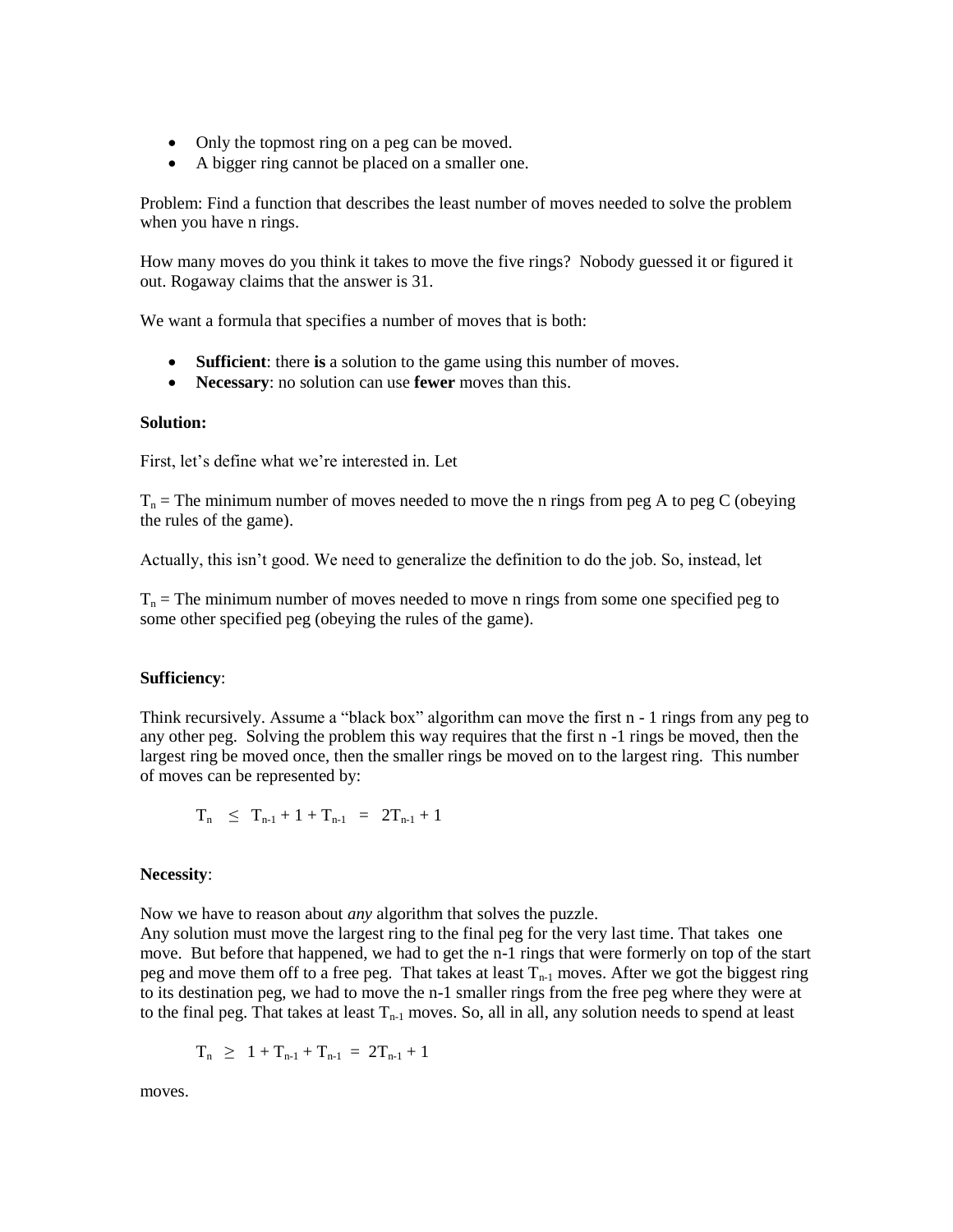- Only the topmost ring on a peg can be moved.
- A bigger ring cannot be placed on a smaller one.

Problem: Find a function that describes the least number of moves needed to solve the problem when you have n rings.

How many moves do you think it takes to move the five rings? Nobody guessed it or figured it out. Rogaway claims that the answer is 31.

We want a formula that specifies a number of moves that is both:

- **Sufficient**: there **is** a solution to the game using this number of moves.
- **Necessary**: no solution can use **fewer** moves than this.

**Solution:**

First, let's define what we're interested in. Let

$T_n$ = The minimum number of moves needed to move the n rings from peg A to peg C (obeying the rules of the game).

Actually, this isn't good. We need to generalize the definition to do the job. So, instead, let

$T_n$ = The minimum number of moves needed to move n rings from some one specified peg to some other specified peg (obeying the rules of the game).

**Sufficiency**:

Think recursively. Assume a "black box" algorithm can move the first n - 1 rings from any peg to any other peg. Solving the problem this way requires that the first n -1 rings be moved, then the largest ring be moved once, then the smaller rings be moved on to the largest ring. This number of moves can be represented by:

$$T_n \leq T_{n-1} + 1 + T_{n-1} = 2T_{n-1} + 1$$

**Necessity**:

Now we have to reason about *any* algorithm that solves the puzzle.
Any solution must move the largest ring to the final peg for the very last time. That takes one move. But before that happened, we had to get the n-1 rings that were formerly on top of the start peg and move them off to a free peg. That takes at least $T_{n-1}$ moves. After we got the biggest ring to its destination peg, we had to move the n-1 smaller rings from the free peg where they were at to the final peg. That takes at least $T_{n-1}$ moves. So, all in all, any solution needs to spend at least

$$T_n \geq 1 + T_{n-1} + T_{n-1} = 2T_{n-1} + 1$$

moves.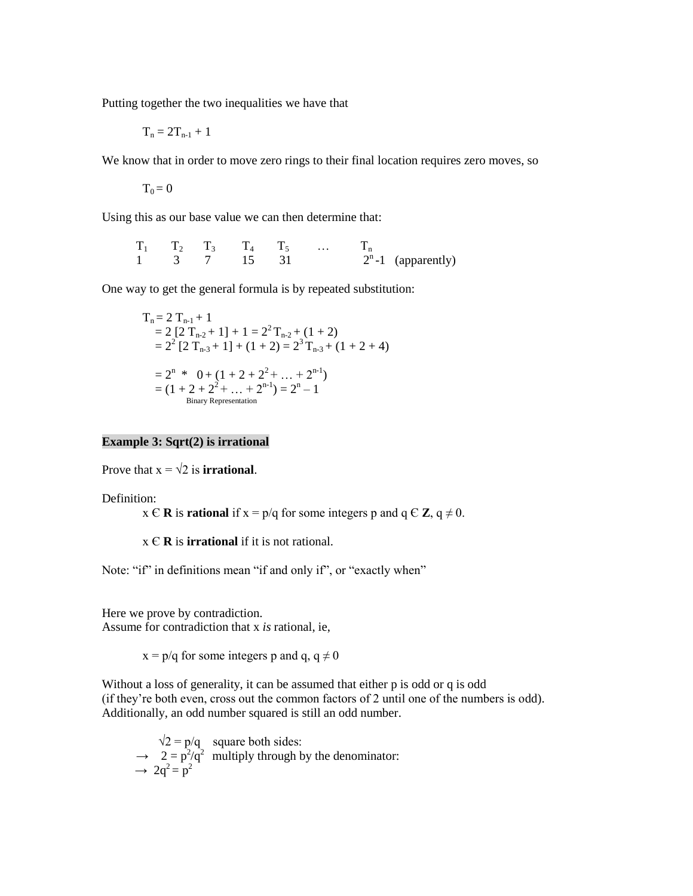Putting together the two inequalities we have that

$$T_n = 2T_{n-1} + 1$$

We know that in order to move zero rings to their final location requires zero moves, so

$$T_0 = 0$$

Using this as our base value we can then determine that:

| $T_1$ | $T_2$ | $T_3$ | $T_4$ | $T_5$ | … | $T_n$ |
|---|---|---|---|---|---|---|
| 1 | 3 | 7 | 15 | 31 | | $2^n$ -1 (apparently) |

One way to get the general formula is by repeated substitution:

$$
\begin{aligned}
T_n &= 2\,T_{n-1} + 1 \\
&= 2\,[2\,T_{n-2} + 1] + 1 = 2^2\,T_{n-2} + (1 + 2) \\
&= 2^2\,[2\,T_{n-3} + 1] + (1 + 2) = 2^3\,T_{n-3} + (1 + 2 + 4) \\
&= 2^n \ * \ 0 + (1 + 2 + 2^2 + \ldots + 2^{n-1}) \\
&= (1 + 2 + 2^2 + \ldots + 2^{n-1}) = 2^n - 1
\end{aligned}
$$

Binary Representation

**Example 3: Sqrt(2) is irrational**

Prove that $x = \sqrt{2}$ is **irrational**.

Definition:

$x \in \mathbf{R}$ is **rational** if $x = p/q$ for some integers p and $q \in \mathbf{Z}$, $q \neq 0$.

$x \in \mathbf{R}$ is **irrational** if it is not rational.

Note: "if" in definitions mean "if and only if", or "exactly when"

Here we prove by contradiction.
Assume for contradiction that x *is* rational, ie,

$x = p/q$ for some integers p and q, $q \neq 0$

Without a loss of generality, it can be assumed that either p is odd or q is odd
(if they're both even, cross out the common factors of 2 until one of the numbers is odd).
Additionally, an odd number squared is still an odd number.

$\sqrt{2} = p/q$ square both sides:
$\rightarrow\ 2 = p^2/q^2$ multiply through by the denominator:
$\rightarrow\ 2q^2 = p^2$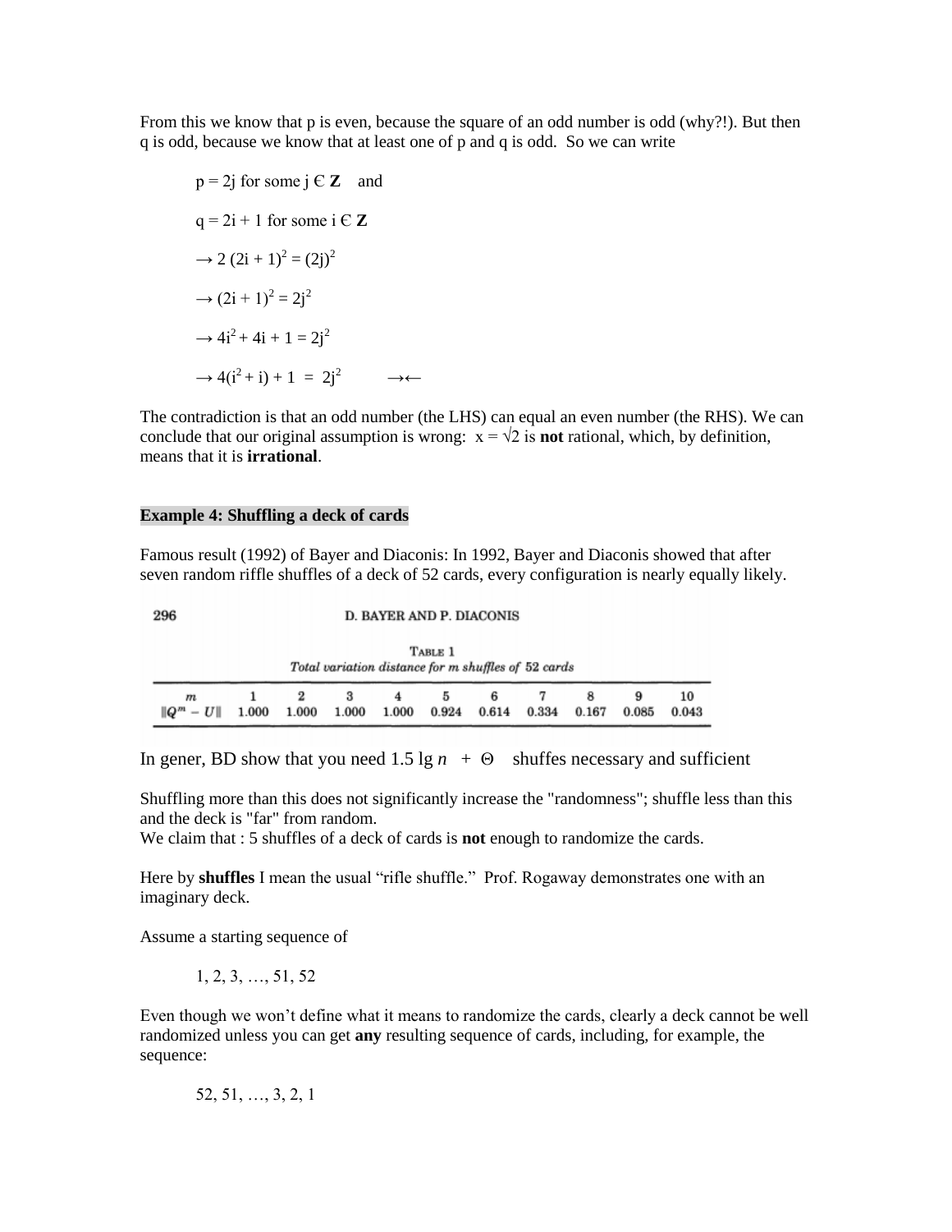From this we know that p is even, because the square of an odd number is odd (why?!). But then q is odd, because we know that at least one of p and q is odd. So we can write

$p = 2j$ for some $j \in \mathbf{Z}$ and

$q = 2i + 1$ for some $i \in \mathbf{Z}$

$\rightarrow 2(2i + 1)^2 = (2j)^2$

$\rightarrow (2i + 1)^2 = 2j^2$

$\rightarrow 4i^2 + 4i + 1 = 2j^2$

$\rightarrow 4(i^2 + i) + 1 = 2j^2 \qquad \rightarrow\leftarrow$

The contradiction is that an odd number (the LHS) can equal an even number (the RHS). We can conclude that our original assumption is wrong: $x = \sqrt{2}$ is **not** rational, which, by definition, means that it is **irrational**.

**Example 4: Shuffling a deck of cards**

Famous result (1992) of Bayer and Diaconis: In 1992, Bayer and Diaconis showed that after seven random riffle shuffles of a deck of 52 cards, every configuration is nearly equally likely.

296 D. BAYER AND P. DIACONIS

TABLE 1
*Total variation distance for m shuffles of 52 cards*

| $m$ | 1 | 2 | 3 | 4 | 5 | 6 | 7 | 8 | 9 | 10 |
|---|---|---|---|---|---|---|---|---|---|---|
| $\|Q^m - U\|$ | 1.000 | 1.000 | 1.000 | 1.000 | 0.924 | 0.614 | 0.334 | 0.167 | 0.085 | 0.043 |

In gener, BD show that you need $1.5 \lg n + \Theta$ shuffes necessary and sufficient

Shuffling more than this does not significantly increase the "randomness"; shuffle less than this and the deck is "far" from random.
We claim that : 5 shuffles of a deck of cards is **not** enough to randomize the cards.

Here by **shuffles** I mean the usual "rifle shuffle." Prof. Rogaway demonstrates one with an imaginary deck.

Assume a starting sequence of

1, 2, 3, …, 51, 52

Even though we won't define what it means to randomize the cards, clearly a deck cannot be well randomized unless you can get **any** resulting sequence of cards, including, for example, the sequence:

52, 51, …, 3, 2, 1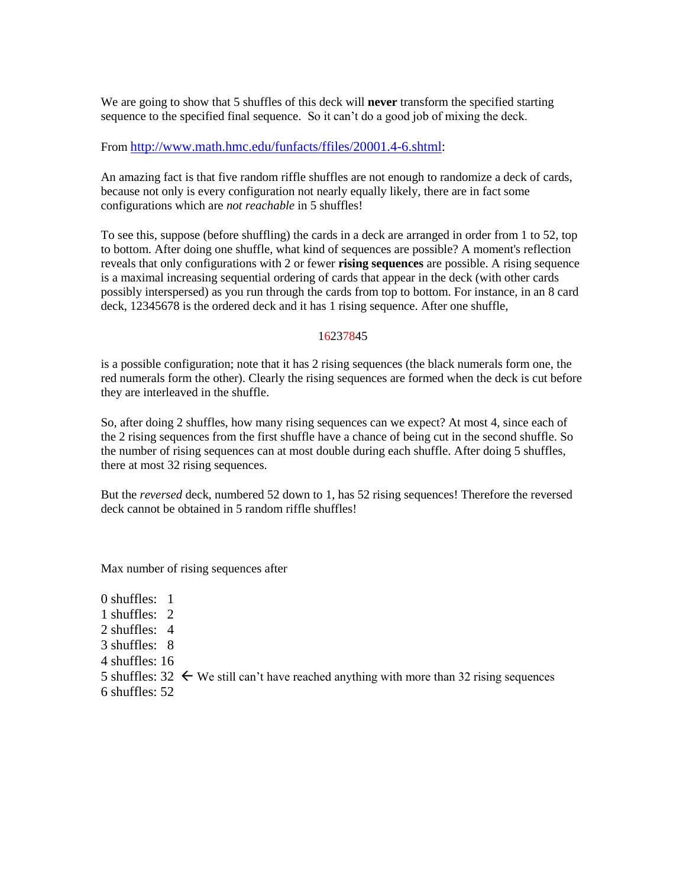We are going to show that 5 shuffles of this deck will **never** transform the specified starting sequence to the specified final sequence. So it can't do a good job of mixing the deck.

From [http://www.math.hmc.edu/funfacts/ffiles/20001.4-6.shtml](http://www.math.hmc.edu/funfacts/ffiles/20001.4-6.shtml):

An amazing fact is that five random riffle shuffles are not enough to randomize a deck of cards, because not only is every configuration not nearly equally likely, there are in fact some configurations which are *not reachable* in 5 shuffles!

To see this, suppose (before shuffling) the cards in a deck are arranged in order from 1 to 52, top to bottom. After doing one shuffle, what kind of sequences are possible? A moment's reflection reveals that only configurations with 2 or fewer **rising sequences** are possible. A rising sequence is a maximal increasing sequential ordering of cards that appear in the deck (with other cards possibly interspersed) as you run through the cards from top to bottom. For instance, in an 8 card deck, 12345678 is the ordered deck and it has 1 rising sequence. After one shuffle,

16237845

is a possible configuration; note that it has 2 rising sequences (the black numerals form one, the red numerals form the other). Clearly the rising sequences are formed when the deck is cut before they are interleaved in the shuffle.

So, after doing 2 shuffles, how many rising sequences can we expect? At most 4, since each of the 2 rising sequences from the first shuffle have a chance of being cut in the second shuffle. So the number of rising sequences can at most double during each shuffle. After doing 5 shuffles, there at most 32 rising sequences.

But the *reversed* deck, numbered 52 down to 1, has 52 rising sequences! Therefore the reversed deck cannot be obtained in 5 random riffle shuffles!

Max number of rising sequences after

0 shuffles: 1  
1 shuffles: 2  
2 shuffles: 4  
3 shuffles: 8  
4 shuffles: 16  
5 shuffles: 32 ← We still can't have reached anything with more than 32 rising sequences  
6 shuffles: 52